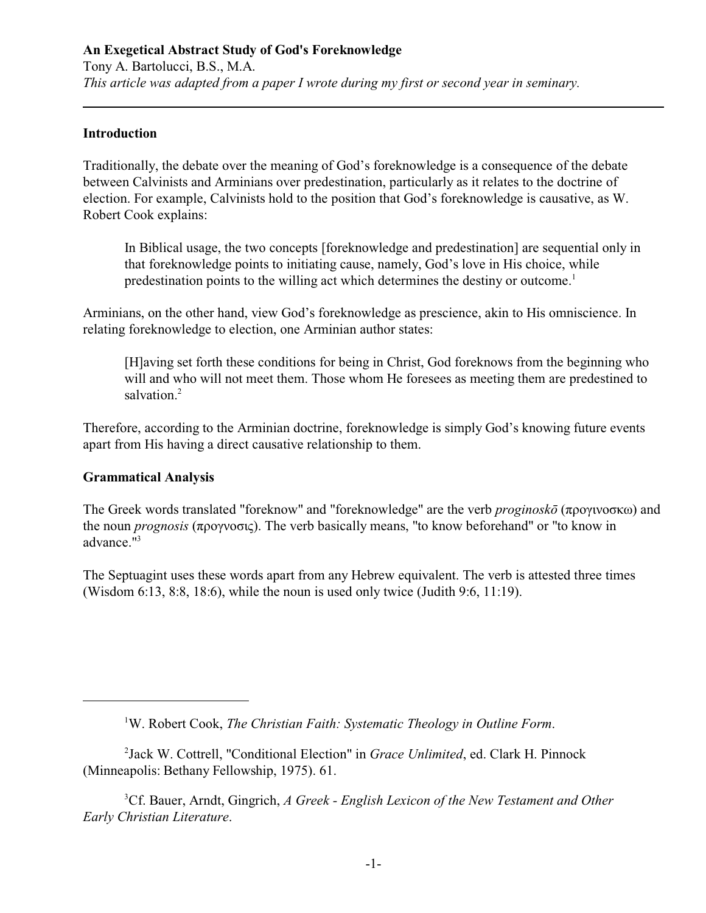**An Exegetical Abstract Study of God's Foreknowledge**

Tony A. Bartolucci, B.S., M.A.

*This article was adapted from a paper I wrote during my first or second year in seminary.*

---

**Introduction**

Traditionally, the debate over the meaning of God's foreknowledge is a consequence of the debate between Calvinists and Arminians over predestination, particularly as it relates to the doctrine of election. For example, Calvinists hold to the position that God's foreknowledge is causative, as W. Robert Cook explains:

> In Biblical usage, the two concepts [foreknowledge and predestination] are sequential only in that foreknowledge points to initiating cause, namely, God's love in His choice, while predestination points to the willing act which determines the destiny or outcome.[1]

Arminians, on the other hand, view God's foreknowledge as prescience, akin to His omniscience. In relating foreknowledge to election, one Arminian author states:

> [H]aving set forth these conditions for being in Christ, God foreknows from the beginning who will and who will not meet them. Those whom He foresees as meeting them are predestined to salvation.[2]

Therefore, according to the Arminian doctrine, foreknowledge is simply God's knowing future events apart from His having a direct causative relationship to them.

**Grammatical Analysis**

The Greek words translated "foreknow" and "foreknowledge" are the verb *proginoskō* (προγινοσκω) and the noun *prognosis* (προγνοσις). The verb basically means, "to know beforehand" or "to know in advance."[3]

The Septuagint uses these words apart from any Hebrew equivalent. The verb is attested three times (Wisdom 6:13, 8:8, 18:6), while the noun is used only twice (Judith 9:6, 11:19).

---

[1] W. Robert Cook, *The Christian Faith: Systematic Theology in Outline Form*.

[2] Jack W. Cottrell, "Conditional Election" in *Grace Unlimited*, ed. Clark H. Pinnock (Minneapolis: Bethany Fellowship, 1975). 61.

[3] Cf. Bauer, Arndt, Gingrich, *A Greek - English Lexicon of the New Testament and Other Early Christian Literature*.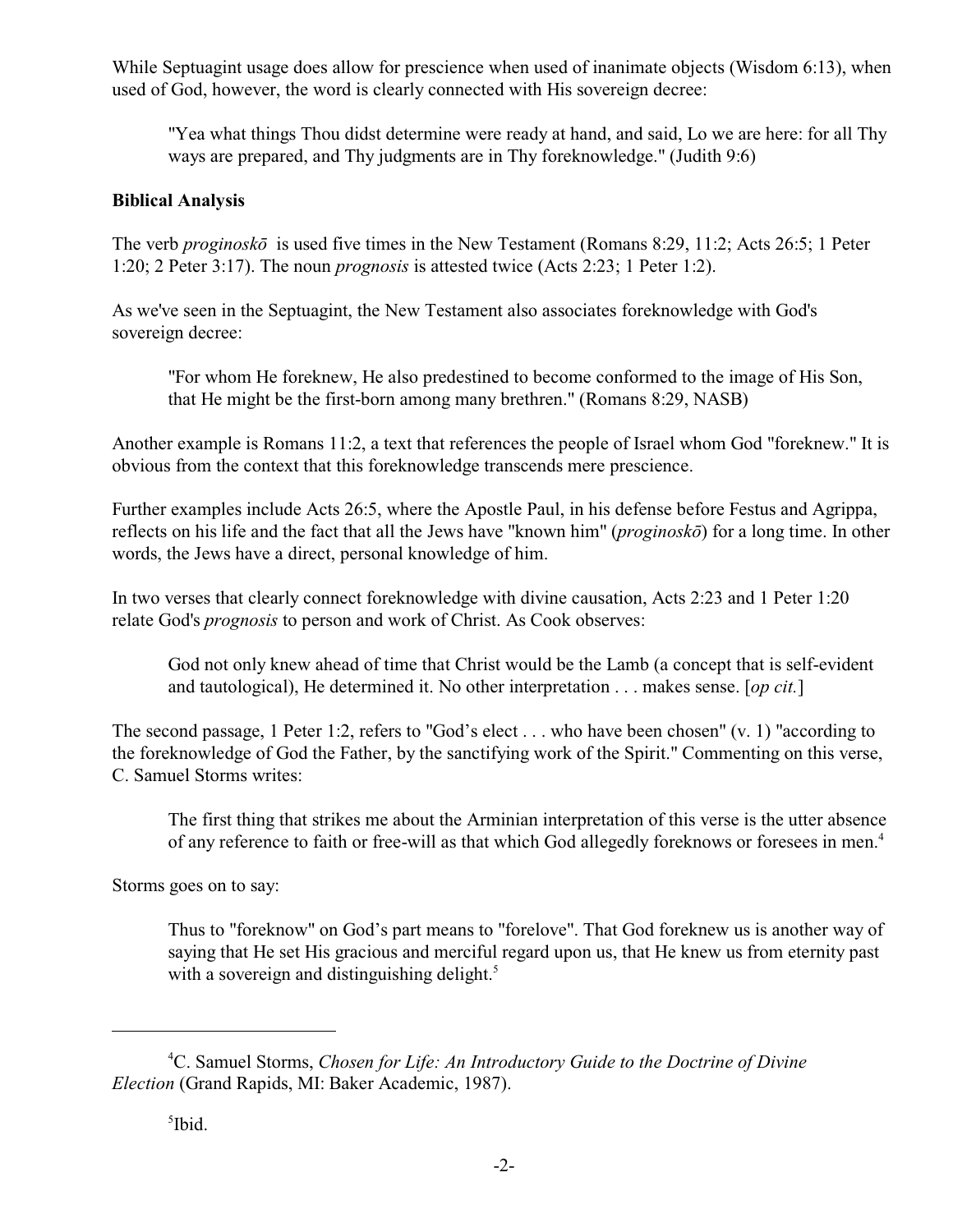While Septuagint usage does allow for prescience when used of inanimate objects (Wisdom 6:13), when used of God, however, the word is clearly connected with His sovereign decree:

> "Yea what things Thou didst determine were ready at hand, and said, Lo we are here: for all Thy ways are prepared, and Thy judgments are in Thy foreknowledge." (Judith 9:6)

**Biblical Analysis**

The verb *proginoskō* is used five times in the New Testament (Romans 8:29, 11:2; Acts 26:5; 1 Peter 1:20; 2 Peter 3:17). The noun *prognosis* is attested twice (Acts 2:23; 1 Peter 1:2).

As we've seen in the Septuagint, the New Testament also associates foreknowledge with God's sovereign decree:

> "For whom He foreknew, He also predestined to become conformed to the image of His Son, that He might be the first-born among many brethren." (Romans 8:29, NASB)

Another example is Romans 11:2, a text that references the people of Israel whom God "foreknew." It is obvious from the context that this foreknowledge transcends mere prescience.

Further examples include Acts 26:5, where the Apostle Paul, in his defense before Festus and Agrippa, reflects on his life and the fact that all the Jews have "known him" (*proginoskō*) for a long time. In other words, the Jews have a direct, personal knowledge of him.

In two verses that clearly connect foreknowledge with divine causation, Acts 2:23 and 1 Peter 1:20 relate God's *prognosis* to person and work of Christ. As Cook observes:

> God not only knew ahead of time that Christ would be the Lamb (a concept that is self-evident and tautological), He determined it. No other interpretation . . . makes sense. [*op cit.*]

The second passage, 1 Peter 1:2, refers to "God's elect . . . who have been chosen" (v. 1) "according to the foreknowledge of God the Father, by the sanctifying work of the Spirit." Commenting on this verse, C. Samuel Storms writes:

> The first thing that strikes me about the Arminian interpretation of this verse is the utter absence of any reference to faith or free-will as that which God allegedly foreknows or foresees in men.[4]

Storms goes on to say:

> Thus to "foreknow" on God's part means to "forelove". That God foreknew us is another way of saying that He set His gracious and merciful regard upon us, that He knew us from eternity past with a sovereign and distinguishing delight.[5]

---

[4] C. Samuel Storms, *Chosen for Life: An Introductory Guide to the Doctrine of Divine Election* (Grand Rapids, MI: Baker Academic, 1987).

[5] Ibid.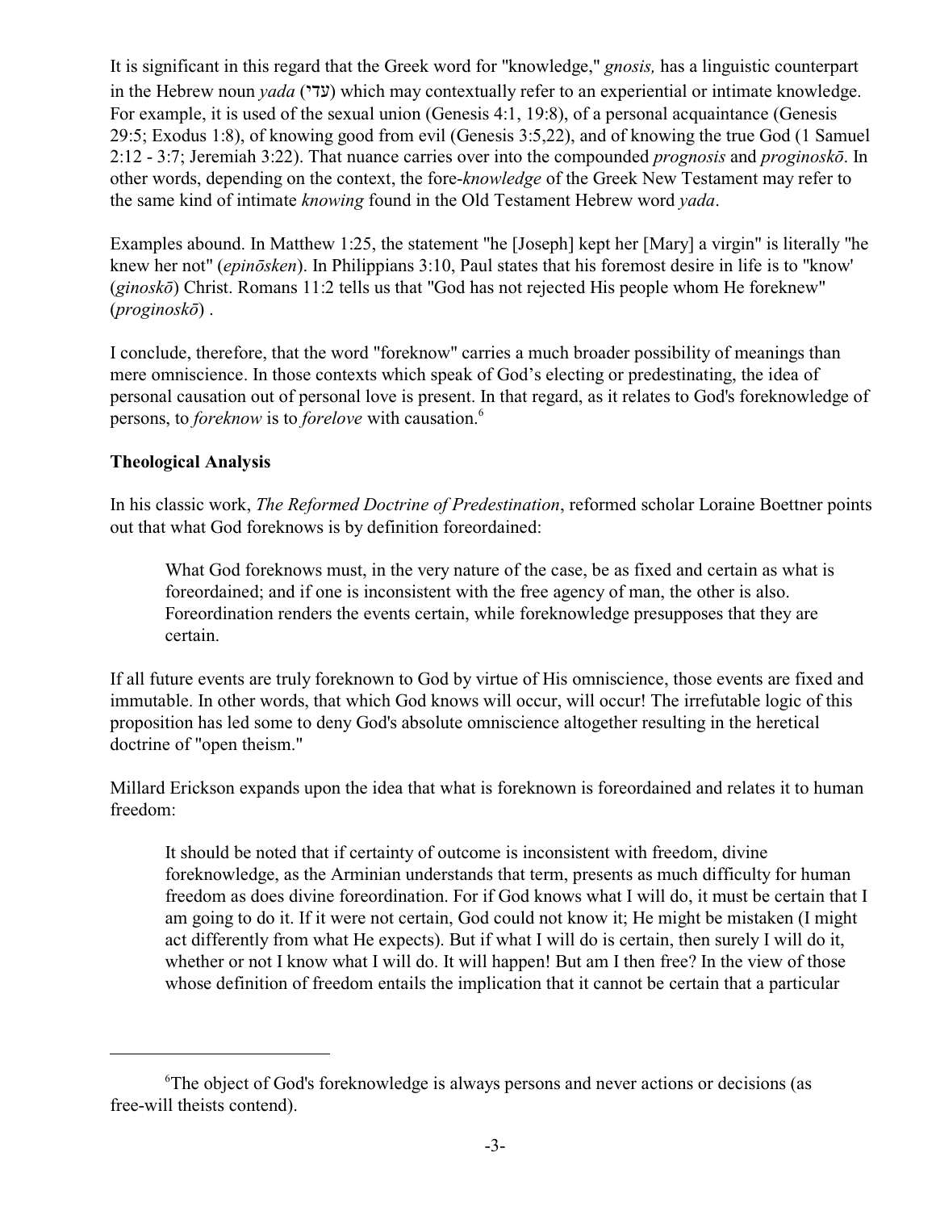It is significant in this regard that the Greek word for "knowledge," *gnosis,* has a linguistic counterpart in the Hebrew noun *yada* (עדי) which may contextually refer to an experiential or intimate knowledge. For example, it is used of the sexual union (Genesis 4:1, 19:8), of a personal acquaintance (Genesis 29:5; Exodus 1:8), of knowing good from evil (Genesis 3:5,22), and of knowing the true God (1 Samuel 2:12 - 3:7; Jeremiah 3:22). That nuance carries over into the compounded *prognosis* and *proginoskō*. In other words, depending on the context, the fore-*knowledge* of the Greek New Testament may refer to the same kind of intimate *knowing* found in the Old Testament Hebrew word *yada*.

Examples abound. In Matthew 1:25, the statement "he [Joseph] kept her [Mary] a virgin" is literally "he knew her not" (*epinōsken*). In Philippians 3:10, Paul states that his foremost desire in life is to "know' (*ginoskō*) Christ. Romans 11:2 tells us that "God has not rejected His people whom He foreknew" (*proginoskō*) .

I conclude, therefore, that the word "foreknow" carries a much broader possibility of meanings than mere omniscience. In those contexts which speak of God's electing or predestinating, the idea of personal causation out of personal love is present. In that regard, as it relates to God's foreknowledge of persons, to *foreknow* is to *forelove* with causation.[6]

**Theological Analysis**

In his classic work, *The Reformed Doctrine of Predestination*, reformed scholar Loraine Boettner points out that what God foreknows is by definition foreordained:

> What God foreknows must, in the very nature of the case, be as fixed and certain as what is foreordained; and if one is inconsistent with the free agency of man, the other is also. Foreordination renders the events certain, while foreknowledge presupposes that they are certain.

If all future events are truly foreknown to God by virtue of His omniscience, those events are fixed and immutable. In other words, that which God knows will occur, will occur! The irrefutable logic of this proposition has led some to deny God's absolute omniscience altogether resulting in the heretical doctrine of "open theism."

Millard Erickson expands upon the idea that what is foreknown is foreordained and relates it to human freedom:

> It should be noted that if certainty of outcome is inconsistent with freedom, divine foreknowledge, as the Arminian understands that term, presents as much difficulty for human freedom as does divine foreordination. For if God knows what I will do, it must be certain that I am going to do it. If it were not certain, God could not know it; He might be mistaken (I might act differently from what He expects). But if what I will do is certain, then surely I will do it, whether or not I know what I will do. It will happen! But am I then free? In the view of those whose definition of freedom entails the implication that it cannot be certain that a particular

---

[6]The object of God's foreknowledge is always persons and never actions or decisions (as free-will theists contend).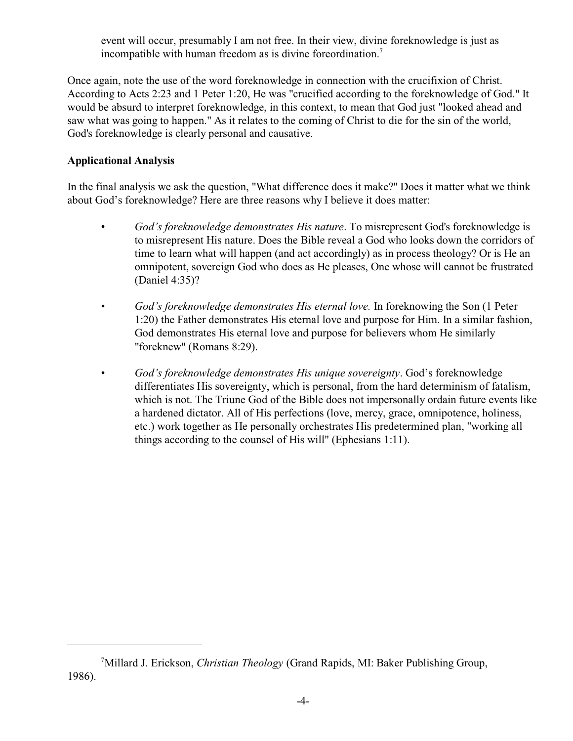> event will occur, presumably I am not free. In their view, divine foreknowledge is just as incompatible with human freedom as is divine foreordination.[7]

Once again, note the use of the word foreknowledge in connection with the crucifixion of Christ. According to Acts 2:23 and 1 Peter 1:20, He was "crucified according to the foreknowledge of God." It would be absurd to interpret foreknowledge, in this context, to mean that God just "looked ahead and saw what was going to happen." As it relates to the coming of Christ to die for the sin of the world, God's foreknowledge is clearly personal and causative.

**Applicational Analysis**

In the final analysis we ask the question, "What difference does it make?" Does it matter what we think about God's foreknowledge? Here are three reasons why I believe it does matter:

- *God's foreknowledge demonstrates His nature*. To misrepresent God's foreknowledge is to misrepresent His nature. Does the Bible reveal a God who looks down the corridors of time to learn what will happen (and act accordingly) as in process theology? Or is He an omnipotent, sovereign God who does as He pleases, One whose will cannot be frustrated (Daniel 4:35)?

- *God's foreknowledge demonstrates His eternal love.* In foreknowing the Son (1 Peter 1:20) the Father demonstrates His eternal love and purpose for Him. In a similar fashion, God demonstrates His eternal love and purpose for believers whom He similarly "foreknew" (Romans 8:29).

- *God's foreknowledge demonstrates His unique sovereignty*. God's foreknowledge differentiates His sovereignty, which is personal, from the hard determinism of fatalism, which is not. The Triune God of the Bible does not impersonally ordain future events like a hardened dictator. All of His perfections (love, mercy, grace, omnipotence, holiness, etc.) work together as He personally orchestrates His predetermined plan, "working all things according to the counsel of His will" (Ephesians 1:11).

---

[7] Millard J. Erickson, *Christian Theology* (Grand Rapids, MI: Baker Publishing Group, 1986).